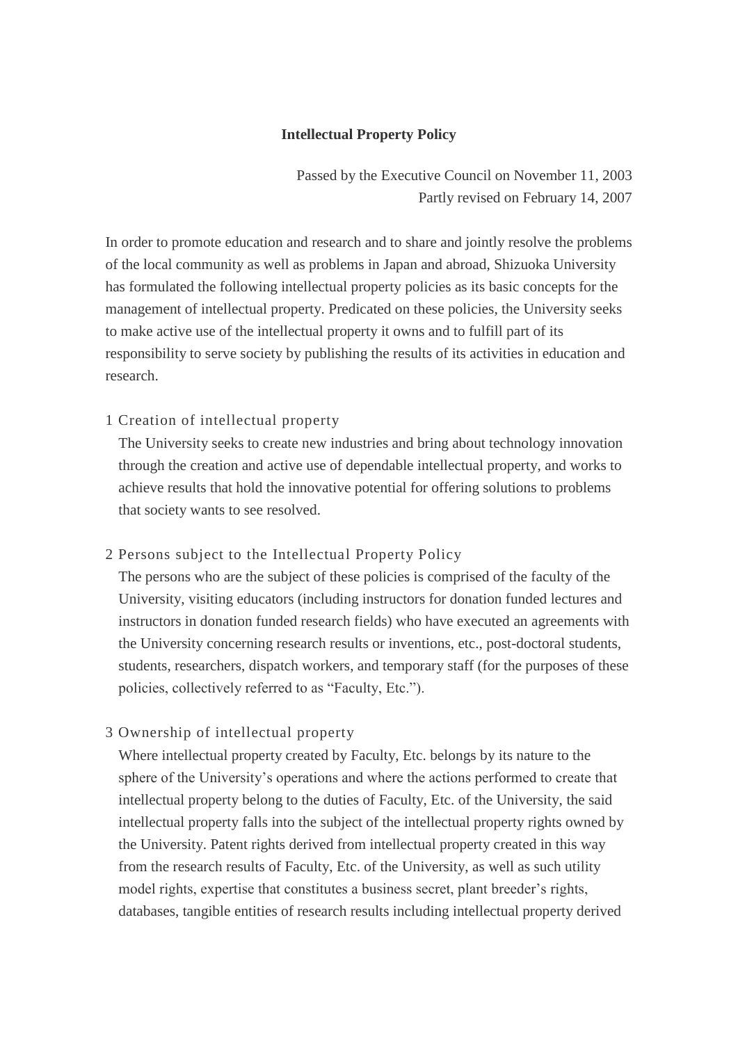# Intellectual Property Policy

Passed by the Executive Council on November 11, 2003
Partly revised on February 14, 2007

In order to promote education and research and to share and jointly resolve the problems of the local community as well as problems in Japan and abroad, Shizuoka University has formulated the following intellectual property policies as its basic concepts for the management of intellectual property. Predicated on these policies, the University seeks to make active use of the intellectual property it owns and to fulfill part of its responsibility to serve society by publishing the results of its activities in education and research.

## 1 Creation of intellectual property

The University seeks to create new industries and bring about technology innovation through the creation and active use of dependable intellectual property, and works to achieve results that hold the innovative potential for offering solutions to problems that society wants to see resolved.

## 2 Persons subject to the Intellectual Property Policy

The persons who are the subject of these policies is comprised of the faculty of the University, visiting educators (including instructors for donation funded lectures and instructors in donation funded research fields) who have executed an agreements with the University concerning research results or inventions, etc., post-doctoral students, students, researchers, dispatch workers, and temporary staff (for the purposes of these policies, collectively referred to as "Faculty, Etc.").

## 3 Ownership of intellectual property

Where intellectual property created by Faculty, Etc. belongs by its nature to the sphere of the University's operations and where the actions performed to create that intellectual property belong to the duties of Faculty, Etc. of the University, the said intellectual property falls into the subject of the intellectual property rights owned by the University. Patent rights derived from intellectual property created in this way from the research results of Faculty, Etc. of the University, as well as such utility model rights, expertise that constitutes a business secret, plant breeder's rights, databases, tangible entities of research results including intellectual property derived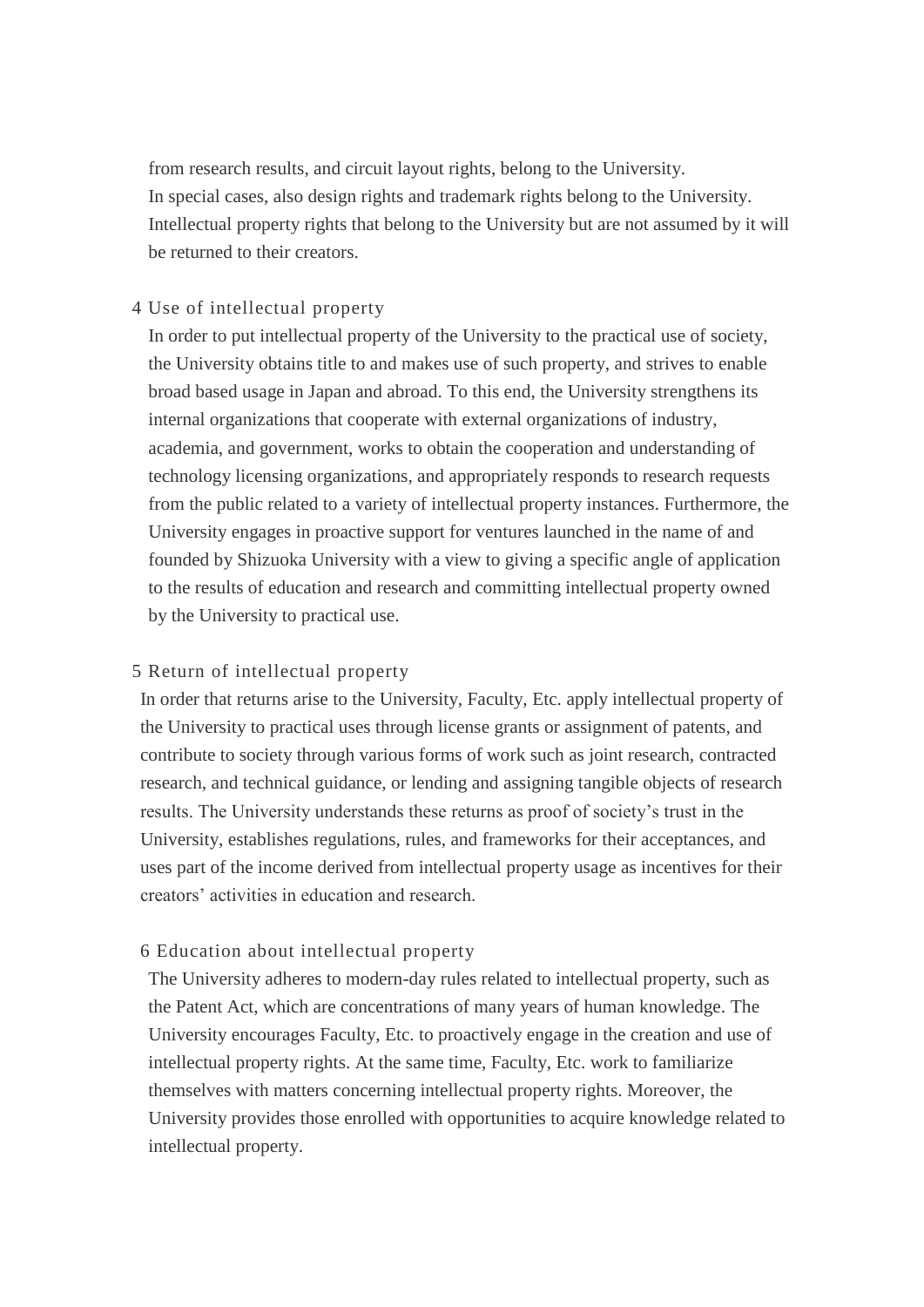from research results, and circuit layout rights, belong to the University. In special cases, also design rights and trademark rights belong to the University. Intellectual property rights that belong to the University but are not assumed by it will be returned to their creators.

## 4 Use of intellectual property

In order to put intellectual property of the University to the practical use of society, the University obtains title to and makes use of such property, and strives to enable broad based usage in Japan and abroad. To this end, the University strengthens its internal organizations that cooperate with external organizations of industry, academia, and government, works to obtain the cooperation and understanding of technology licensing organizations, and appropriately responds to research requests from the public related to a variety of intellectual property instances. Furthermore, the University engages in proactive support for ventures launched in the name of and founded by Shizuoka University with a view to giving a specific angle of application to the results of education and research and committing intellectual property owned by the University to practical use.

## 5 Return of intellectual property

In order that returns arise to the University, Faculty, Etc. apply intellectual property of the University to practical uses through license grants or assignment of patents, and contribute to society through various forms of work such as joint research, contracted research, and technical guidance, or lending and assigning tangible objects of research results. The University understands these returns as proof of society's trust in the University, establishes regulations, rules, and frameworks for their acceptances, and uses part of the income derived from intellectual property usage as incentives for their creators' activities in education and research.

## 6 Education about intellectual property

The University adheres to modern-day rules related to intellectual property, such as the Patent Act, which are concentrations of many years of human knowledge. The University encourages Faculty, Etc. to proactively engage in the creation and use of intellectual property rights. At the same time, Faculty, Etc. work to familiarize themselves with matters concerning intellectual property rights. Moreover, the University provides those enrolled with opportunities to acquire knowledge related to intellectual property.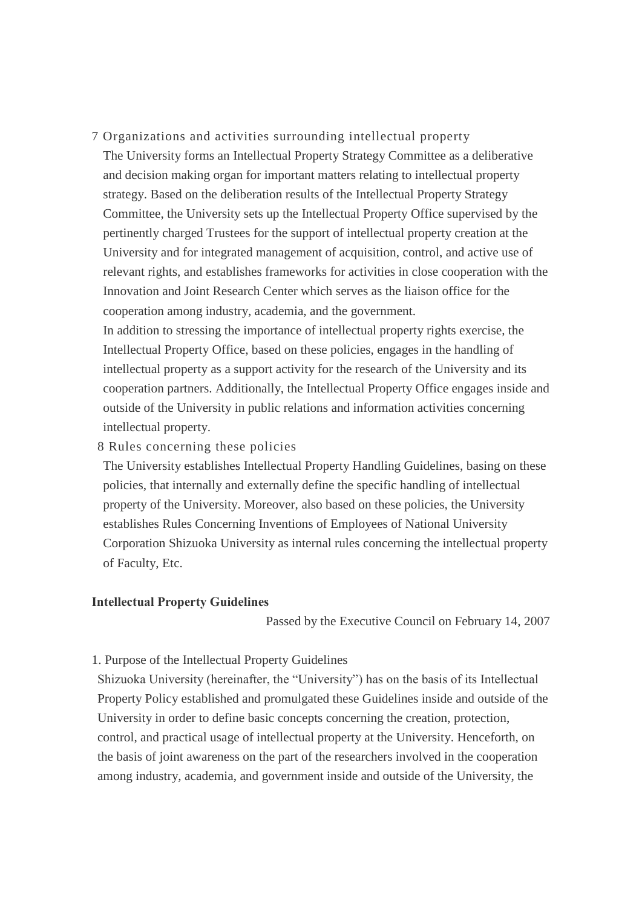7 Organizations and activities surrounding intellectual property

The University forms an Intellectual Property Strategy Committee as a deliberative and decision making organ for important matters relating to intellectual property strategy. Based on the deliberation results of the Intellectual Property Strategy Committee, the University sets up the Intellectual Property Office supervised by the pertinently charged Trustees for the support of intellectual property creation at the University and for integrated management of acquisition, control, and active use of relevant rights, and establishes frameworks for activities in close cooperation with the Innovation and Joint Research Center which serves as the liaison office for the cooperation among industry, academia, and the government.

In addition to stressing the importance of intellectual property rights exercise, the Intellectual Property Office, based on these policies, engages in the handling of intellectual property as a support activity for the research of the University and its cooperation partners. Additionally, the Intellectual Property Office engages inside and outside of the University in public relations and information activities concerning intellectual property.

8 Rules concerning these policies

The University establishes Intellectual Property Handling Guidelines, basing on these policies, that internally and externally define the specific handling of intellectual property of the University. Moreover, also based on these policies, the University establishes Rules Concerning Inventions of Employees of National University Corporation Shizuoka University as internal rules concerning the intellectual property of Faculty, Etc.

**Intellectual Property Guidelines**

Passed by the Executive Council on February 14, 2007

1. Purpose of the Intellectual Property Guidelines

Shizuoka University (hereinafter, the "University") has on the basis of its Intellectual Property Policy established and promulgated these Guidelines inside and outside of the University in order to define basic concepts concerning the creation, protection, control, and practical usage of intellectual property at the University. Henceforth, on the basis of joint awareness on the part of the researchers involved in the cooperation among industry, academia, and government inside and outside of the University, the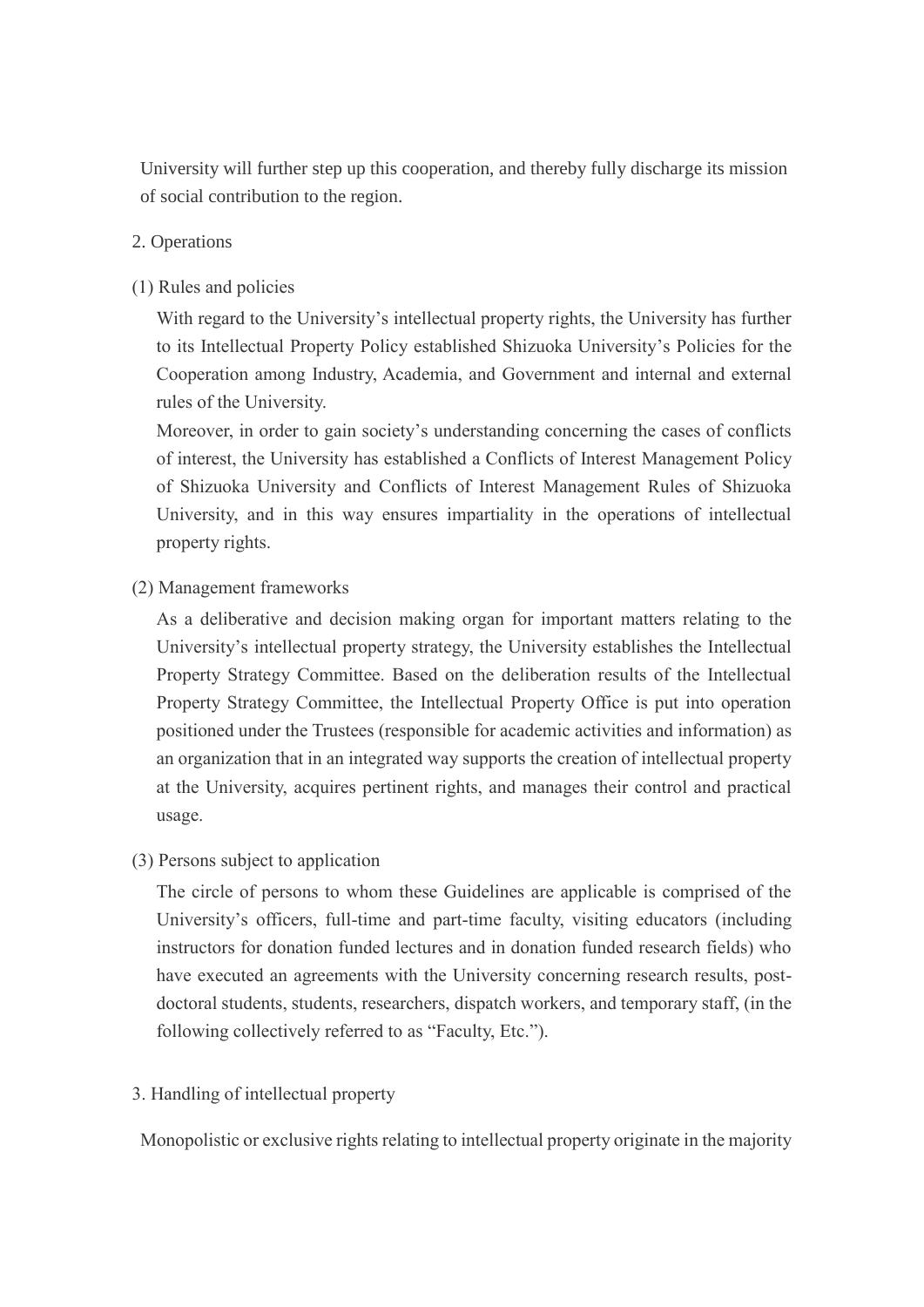University will further step up this cooperation, and thereby fully discharge its mission of social contribution to the region.

## 2. Operations

### (1) Rules and policies

With regard to the University's intellectual property rights, the University has further to its Intellectual Property Policy established Shizuoka University's Policies for the Cooperation among Industry, Academia, and Government and internal and external rules of the University.

Moreover, in order to gain society's understanding concerning the cases of conflicts of interest, the University has established a Conflicts of Interest Management Policy of Shizuoka University and Conflicts of Interest Management Rules of Shizuoka University, and in this way ensures impartiality in the operations of intellectual property rights.

### (2) Management frameworks

As a deliberative and decision making organ for important matters relating to the University's intellectual property strategy, the University establishes the Intellectual Property Strategy Committee. Based on the deliberation results of the Intellectual Property Strategy Committee, the Intellectual Property Office is put into operation positioned under the Trustees (responsible for academic activities and information) as an organization that in an integrated way supports the creation of intellectual property at the University, acquires pertinent rights, and manages their control and practical usage.

### (3) Persons subject to application

The circle of persons to whom these Guidelines are applicable is comprised of the University's officers, full-time and part-time faculty, visiting educators (including instructors for donation funded lectures and in donation funded research fields) who have executed an agreements with the University concerning research results, post-doctoral students, students, researchers, dispatch workers, and temporary staff, (in the following collectively referred to as "Faculty, Etc.").

## 3. Handling of intellectual property

Monopolistic or exclusive rights relating to intellectual property originate in the majority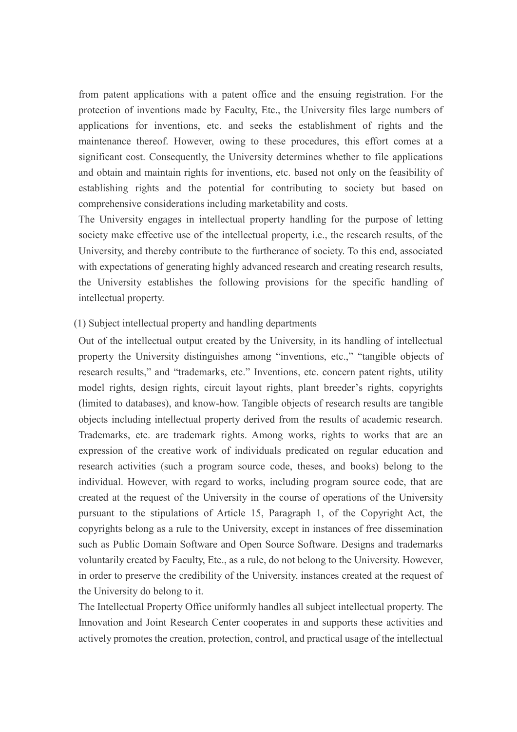from patent applications with a patent office and the ensuing registration. For the protection of inventions made by Faculty, Etc., the University files large numbers of applications for inventions, etc. and seeks the establishment of rights and the maintenance thereof. However, owing to these procedures, this effort comes at a significant cost. Consequently, the University determines whether to file applications and obtain and maintain rights for inventions, etc. based not only on the feasibility of establishing rights and the potential for contributing to society but based on comprehensive considerations including marketability and costs.

The University engages in intellectual property handling for the purpose of letting society make effective use of the intellectual property, i.e., the research results, of the University, and thereby contribute to the furtherance of society. To this end, associated with expectations of generating highly advanced research and creating research results, the University establishes the following provisions for the specific handling of intellectual property.

(1) Subject intellectual property and handling departments

Out of the intellectual output created by the University, in its handling of intellectual property the University distinguishes among "inventions, etc.," "tangible objects of research results," and "trademarks, etc." Inventions, etc. concern patent rights, utility model rights, design rights, circuit layout rights, plant breeder's rights, copyrights (limited to databases), and know-how. Tangible objects of research results are tangible objects including intellectual property derived from the results of academic research. Trademarks, etc. are trademark rights. Among works, rights to works that are an expression of the creative work of individuals predicated on regular education and research activities (such a program source code, theses, and books) belong to the individual. However, with regard to works, including program source code, that are created at the request of the University in the course of operations of the University pursuant to the stipulations of Article 15, Paragraph 1, of the Copyright Act, the copyrights belong as a rule to the University, except in instances of free dissemination such as Public Domain Software and Open Source Software. Designs and trademarks voluntarily created by Faculty, Etc., as a rule, do not belong to the University. However, in order to preserve the credibility of the University, instances created at the request of the University do belong to it.

The Intellectual Property Office uniformly handles all subject intellectual property. The Innovation and Joint Research Center cooperates in and supports these activities and actively promotes the creation, protection, control, and practical usage of the intellectual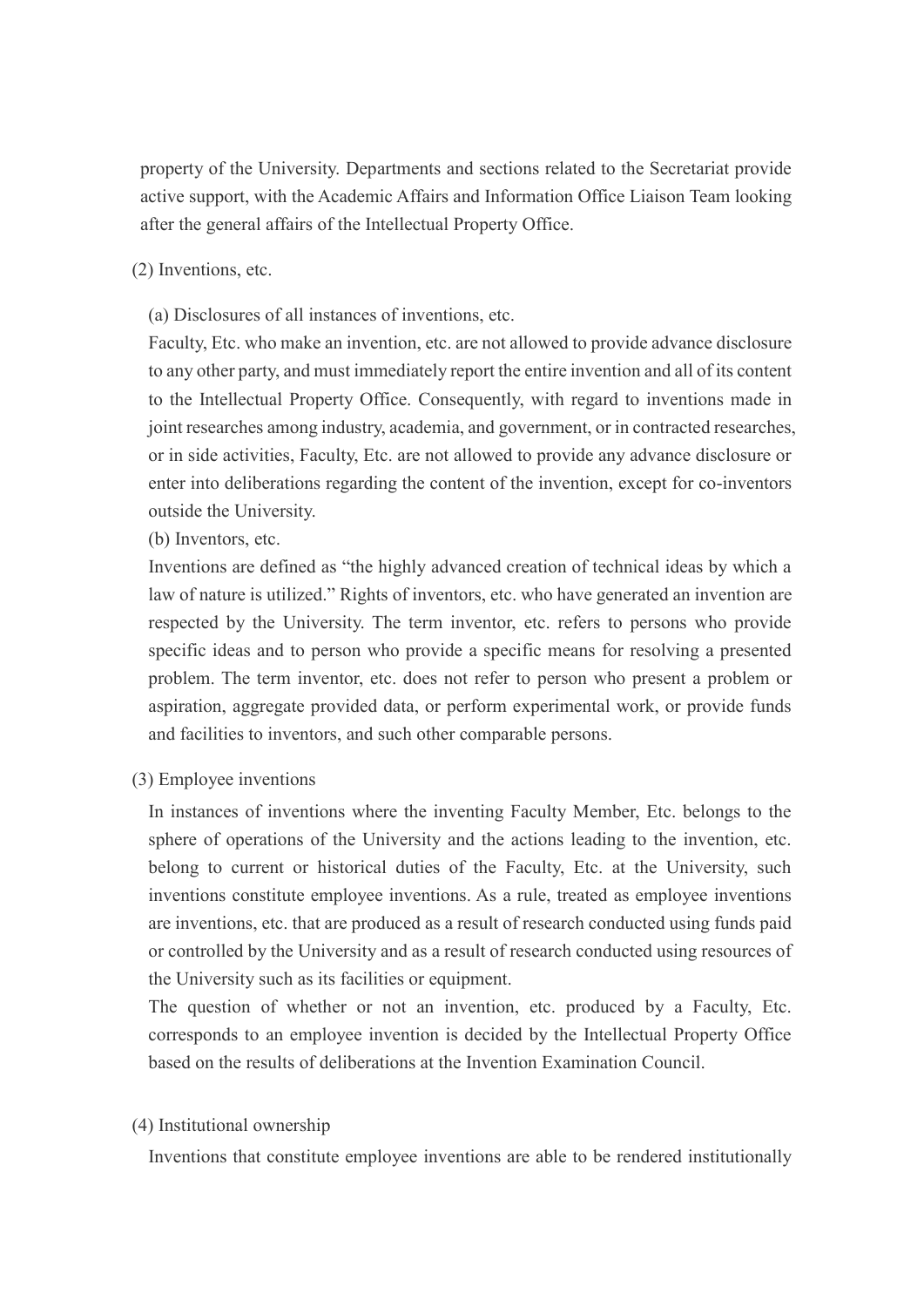property of the University. Departments and sections related to the Secretariat provide active support, with the Academic Affairs and Information Office Liaison Team looking after the general affairs of the Intellectual Property Office.

(2) Inventions, etc.

(a) Disclosures of all instances of inventions, etc.

Faculty, Etc. who make an invention, etc. are not allowed to provide advance disclosure to any other party, and must immediately report the entire invention and all of its content to the Intellectual Property Office. Consequently, with regard to inventions made in joint researches among industry, academia, and government, or in contracted researches, or in side activities, Faculty, Etc. are not allowed to provide any advance disclosure or enter into deliberations regarding the content of the invention, except for co-inventors outside the University.

(b) Inventors, etc.

Inventions are defined as "the highly advanced creation of technical ideas by which a law of nature is utilized." Rights of inventors, etc. who have generated an invention are respected by the University. The term inventor, etc. refers to persons who provide specific ideas and to person who provide a specific means for resolving a presented problem. The term inventor, etc. does not refer to person who present a problem or aspiration, aggregate provided data, or perform experimental work, or provide funds and facilities to inventors, and such other comparable persons.

(3) Employee inventions

In instances of inventions where the inventing Faculty Member, Etc. belongs to the sphere of operations of the University and the actions leading to the invention, etc. belong to current or historical duties of the Faculty, Etc. at the University, such inventions constitute employee inventions. As a rule, treated as employee inventions are inventions, etc. that are produced as a result of research conducted using funds paid or controlled by the University and as a result of research conducted using resources of the University such as its facilities or equipment.

The question of whether or not an invention, etc. produced by a Faculty, Etc. corresponds to an employee invention is decided by the Intellectual Property Office based on the results of deliberations at the Invention Examination Council.

(4) Institutional ownership

Inventions that constitute employee inventions are able to be rendered institutionally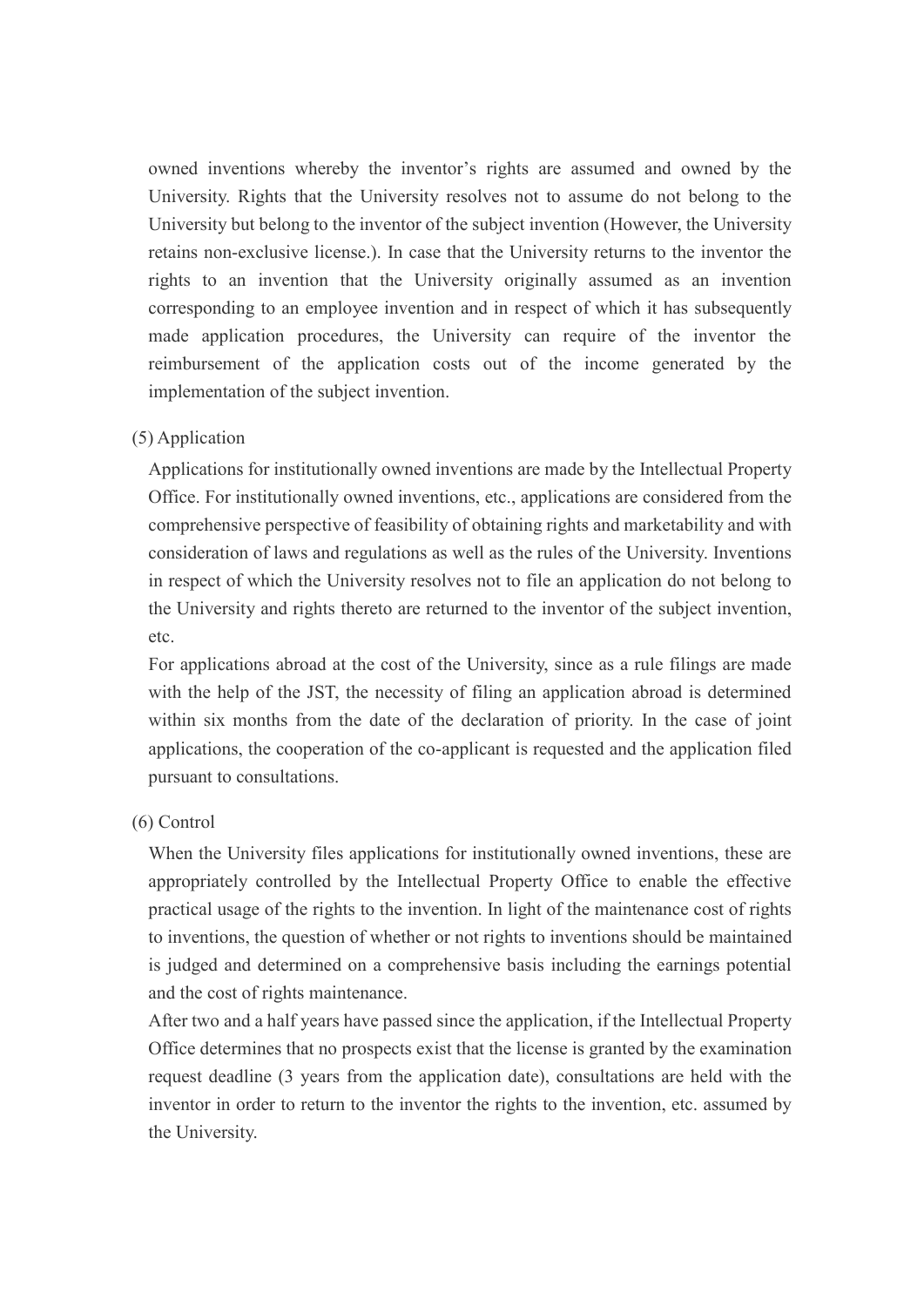owned inventions whereby the inventor's rights are assumed and owned by the University. Rights that the University resolves not to assume do not belong to the University but belong to the inventor of the subject invention (However, the University retains non-exclusive license.). In case that the University returns to the inventor the rights to an invention that the University originally assumed as an invention corresponding to an employee invention and in respect of which it has subsequently made application procedures, the University can require of the inventor the reimbursement of the application costs out of the income generated by the implementation of the subject invention.

(5) Application

Applications for institutionally owned inventions are made by the Intellectual Property Office. For institutionally owned inventions, etc., applications are considered from the comprehensive perspective of feasibility of obtaining rights and marketability and with consideration of laws and regulations as well as the rules of the University. Inventions in respect of which the University resolves not to file an application do not belong to the University and rights thereto are returned to the inventor of the subject invention, etc.

For applications abroad at the cost of the University, since as a rule filings are made with the help of the JST, the necessity of filing an application abroad is determined within six months from the date of the declaration of priority. In the case of joint applications, the cooperation of the co-applicant is requested and the application filed pursuant to consultations.

(6) Control

When the University files applications for institutionally owned inventions, these are appropriately controlled by the Intellectual Property Office to enable the effective practical usage of the rights to the invention. In light of the maintenance cost of rights to inventions, the question of whether or not rights to inventions should be maintained is judged and determined on a comprehensive basis including the earnings potential and the cost of rights maintenance.

After two and a half years have passed since the application, if the Intellectual Property Office determines that no prospects exist that the license is granted by the examination request deadline (3 years from the application date), consultations are held with the inventor in order to return to the inventor the rights to the invention, etc. assumed by the University.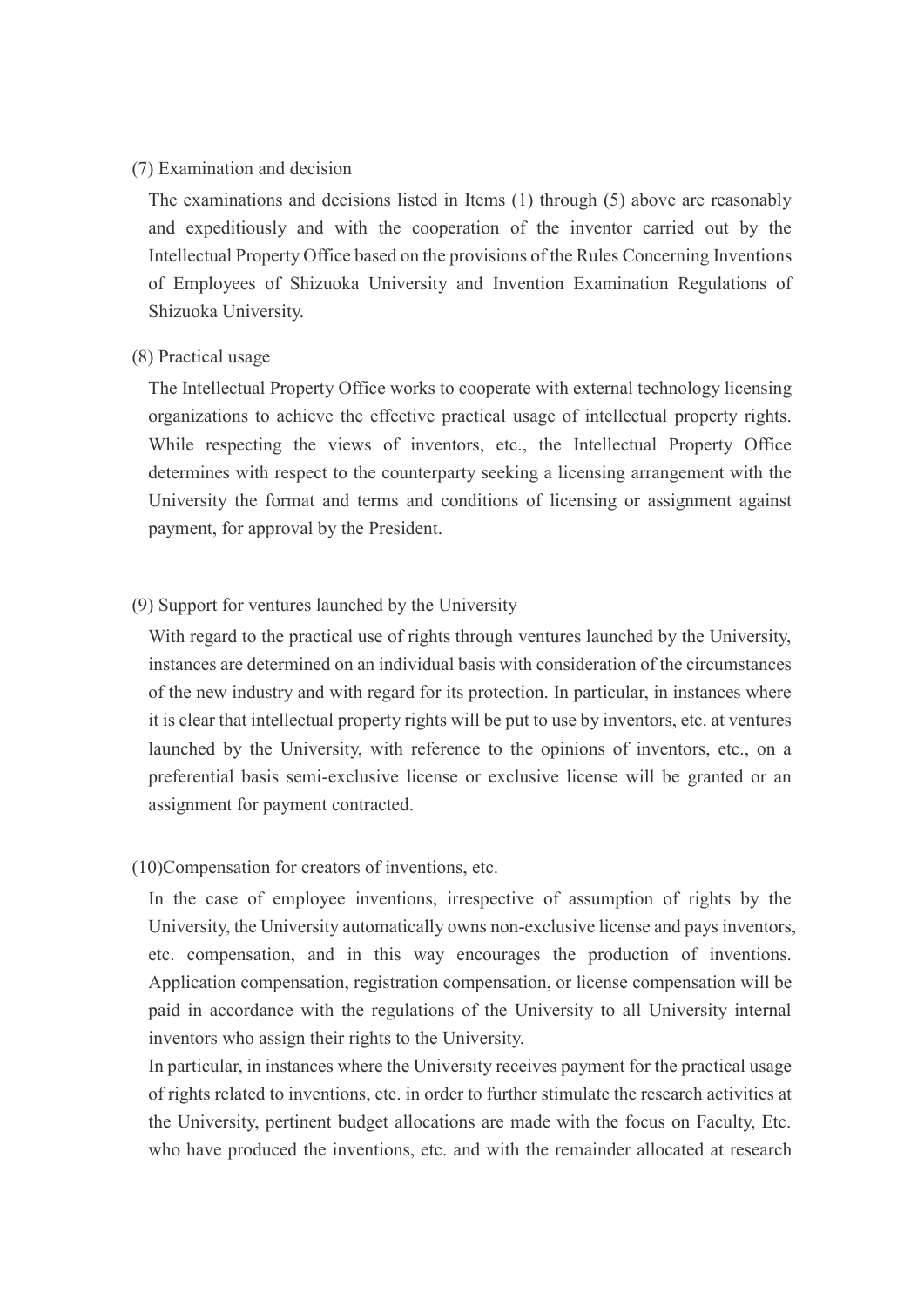(7) Examination and decision

The examinations and decisions listed in Items (1) through (5) above are reasonably and expeditiously and with the cooperation of the inventor carried out by the Intellectual Property Office based on the provisions of the Rules Concerning Inventions of Employees of Shizuoka University and Invention Examination Regulations of Shizuoka University.

(8) Practical usage

The Intellectual Property Office works to cooperate with external technology licensing organizations to achieve the effective practical usage of intellectual property rights. While respecting the views of inventors, etc., the Intellectual Property Office determines with respect to the counterparty seeking a licensing arrangement with the University the format and terms and conditions of licensing or assignment against payment, for approval by the President.

(9) Support for ventures launched by the University

With regard to the practical use of rights through ventures launched by the University, instances are determined on an individual basis with consideration of the circumstances of the new industry and with regard for its protection. In particular, in instances where it is clear that intellectual property rights will be put to use by inventors, etc. at ventures launched by the University, with reference to the opinions of inventors, etc., on a preferential basis semi-exclusive license or exclusive license will be granted or an assignment for payment contracted.

(10)Compensation for creators of inventions, etc.

In the case of employee inventions, irrespective of assumption of rights by the University, the University automatically owns non-exclusive license and pays inventors, etc. compensation, and in this way encourages the production of inventions. Application compensation, registration compensation, or license compensation will be paid in accordance with the regulations of the University to all University internal inventors who assign their rights to the University.

In particular, in instances where the University receives payment for the practical usage of rights related to inventions, etc. in order to further stimulate the research activities at the University, pertinent budget allocations are made with the focus on Faculty, Etc. who have produced the inventions, etc. and with the remainder allocated at research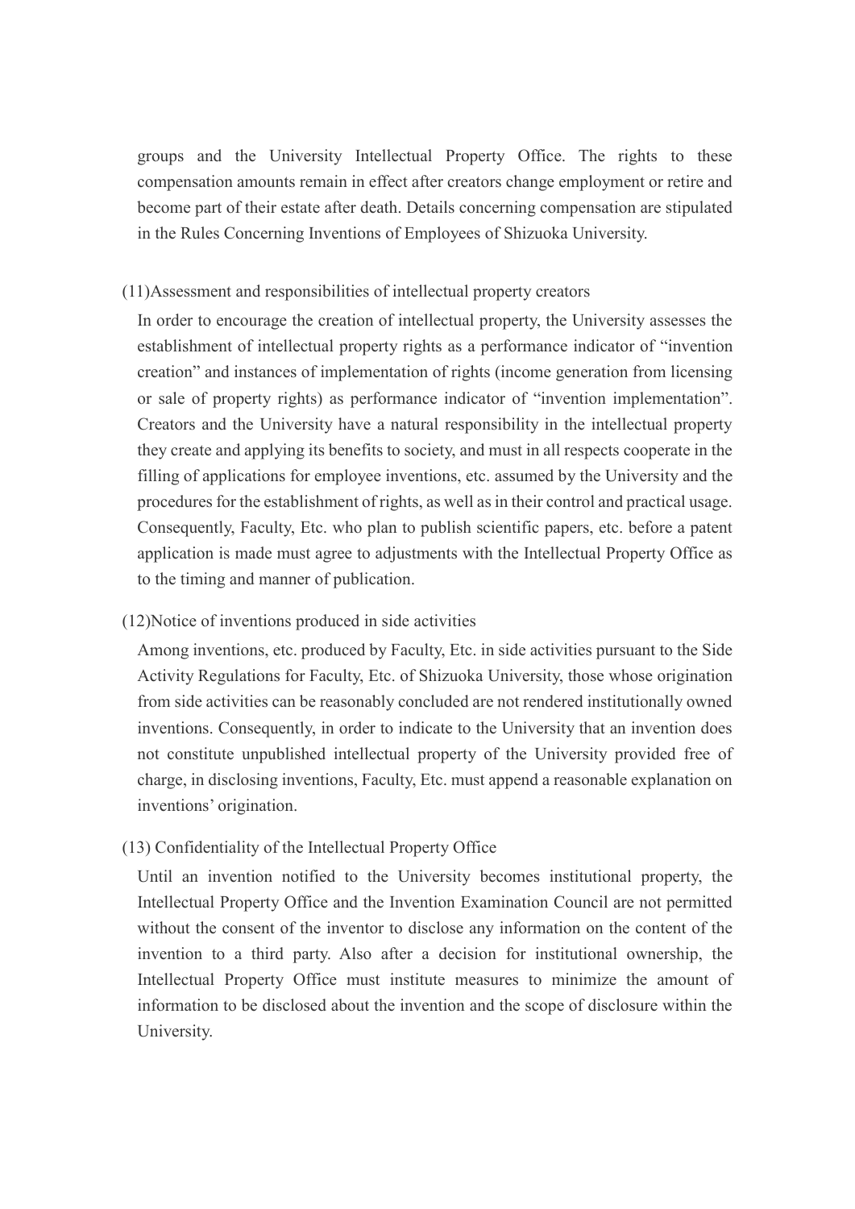groups and the University Intellectual Property Office. The rights to these compensation amounts remain in effect after creators change employment or retire and become part of their estate after death. Details concerning compensation are stipulated in the Rules Concerning Inventions of Employees of Shizuoka University.

(11)Assessment and responsibilities of intellectual property creators

In order to encourage the creation of intellectual property, the University assesses the establishment of intellectual property rights as a performance indicator of "invention creation" and instances of implementation of rights (income generation from licensing or sale of property rights) as performance indicator of "invention implementation". Creators and the University have a natural responsibility in the intellectual property they create and applying its benefits to society, and must in all respects cooperate in the filling of applications for employee inventions, etc. assumed by the University and the procedures for the establishment of rights, as well as in their control and practical usage. Consequently, Faculty, Etc. who plan to publish scientific papers, etc. before a patent application is made must agree to adjustments with the Intellectual Property Office as to the timing and manner of publication.

(12)Notice of inventions produced in side activities

Among inventions, etc. produced by Faculty, Etc. in side activities pursuant to the Side Activity Regulations for Faculty, Etc. of Shizuoka University, those whose origination from side activities can be reasonably concluded are not rendered institutionally owned inventions. Consequently, in order to indicate to the University that an invention does not constitute unpublished intellectual property of the University provided free of charge, in disclosing inventions, Faculty, Etc. must append a reasonable explanation on inventions' origination.

(13) Confidentiality of the Intellectual Property Office

Until an invention notified to the University becomes institutional property, the Intellectual Property Office and the Invention Examination Council are not permitted without the consent of the inventor to disclose any information on the content of the invention to a third party. Also after a decision for institutional ownership, the Intellectual Property Office must institute measures to minimize the amount of information to be disclosed about the invention and the scope of disclosure within the University.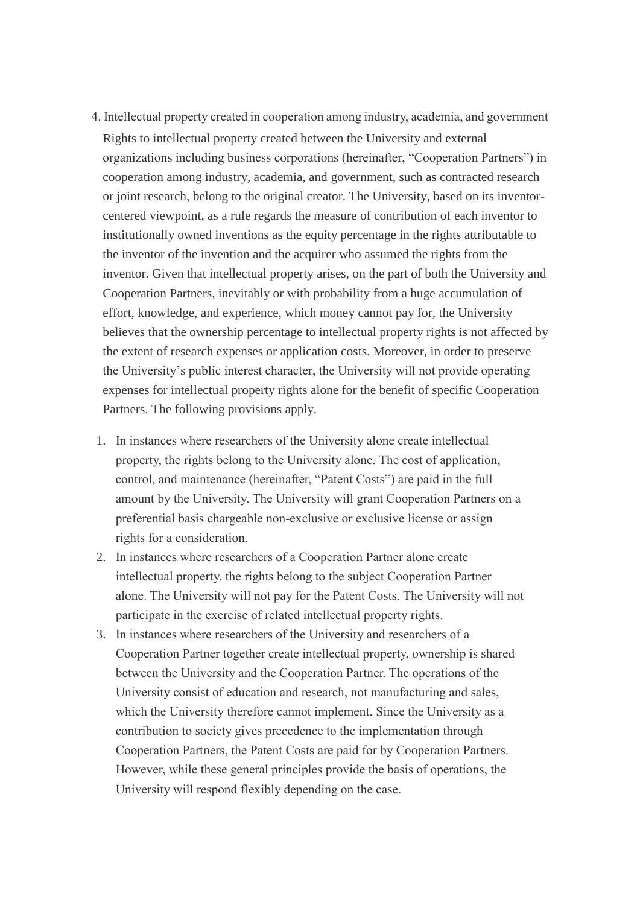## 4. Intellectual property created in cooperation among industry, academia, and government

Rights to intellectual property created between the University and external organizations including business corporations (hereinafter, "Cooperation Partners") in cooperation among industry, academia, and government, such as contracted research or joint research, belong to the original creator. The University, based on its inventor-centered viewpoint, as a rule regards the measure of contribution of each inventor to institutionally owned inventions as the equity percentage in the rights attributable to the inventor of the invention and the acquirer who assumed the rights from the inventor. Given that intellectual property arises, on the part of both the University and Cooperation Partners, inevitably or with probability from a huge accumulation of effort, knowledge, and experience, which money cannot pay for, the University believes that the ownership percentage to intellectual property rights is not affected by the extent of research expenses or application costs. Moreover, in order to preserve the University's public interest character, the University will not provide operating expenses for intellectual property rights alone for the benefit of specific Cooperation Partners. The following provisions apply.

1. In instances where researchers of the University alone create intellectual property, the rights belong to the University alone. The cost of application, control, and maintenance (hereinafter, "Patent Costs") are paid in the full amount by the University. The University will grant Cooperation Partners on a preferential basis chargeable non-exclusive or exclusive license or assign rights for a consideration.
2. In instances where researchers of a Cooperation Partner alone create intellectual property, the rights belong to the subject Cooperation Partner alone. The University will not pay for the Patent Costs. The University will not participate in the exercise of related intellectual property rights.
3. In instances where researchers of the University and researchers of a Cooperation Partner together create intellectual property, ownership is shared between the University and the Cooperation Partner. The operations of the University consist of education and research, not manufacturing and sales, which the University therefore cannot implement. Since the University as a contribution to society gives precedence to the implementation through Cooperation Partners, the Patent Costs are paid for by Cooperation Partners. However, while these general principles provide the basis of operations, the University will respond flexibly depending on the case.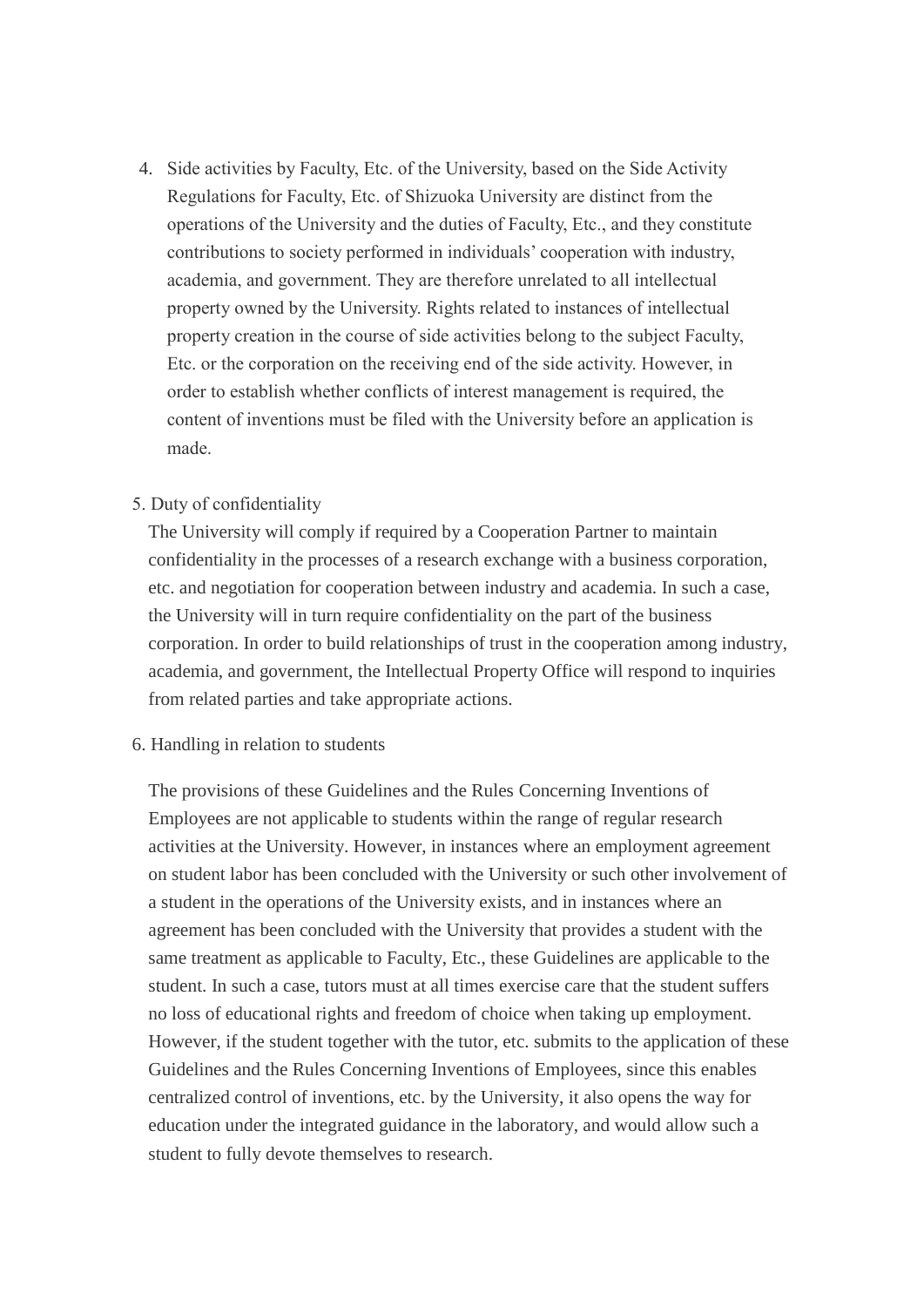4. Side activities by Faculty, Etc. of the University, based on the Side Activity Regulations for Faculty, Etc. of Shizuoka University are distinct from the operations of the University and the duties of Faculty, Etc., and they constitute contributions to society performed in individuals' cooperation with industry, academia, and government. They are therefore unrelated to all intellectual property owned by the University. Rights related to instances of intellectual property creation in the course of side activities belong to the subject Faculty, Etc. or the corporation on the receiving end of the side activity. However, in order to establish whether conflicts of interest management is required, the content of inventions must be filed with the University before an application is made.

5. Duty of confidentiality

The University will comply if required by a Cooperation Partner to maintain confidentiality in the processes of a research exchange with a business corporation, etc. and negotiation for cooperation between industry and academia. In such a case, the University will in turn require confidentiality on the part of the business corporation. In order to build relationships of trust in the cooperation among industry, academia, and government, the Intellectual Property Office will respond to inquiries from related parties and take appropriate actions.

6. Handling in relation to students

The provisions of these Guidelines and the Rules Concerning Inventions of Employees are not applicable to students within the range of regular research activities at the University. However, in instances where an employment agreement on student labor has been concluded with the University or such other involvement of a student in the operations of the University exists, and in instances where an agreement has been concluded with the University that provides a student with the same treatment as applicable to Faculty, Etc., these Guidelines are applicable to the student. In such a case, tutors must at all times exercise care that the student suffers no loss of educational rights and freedom of choice when taking up employment. However, if the student together with the tutor, etc. submits to the application of these Guidelines and the Rules Concerning Inventions of Employees, since this enables centralized control of inventions, etc. by the University, it also opens the way for education under the integrated guidance in the laboratory, and would allow such a student to fully devote themselves to research.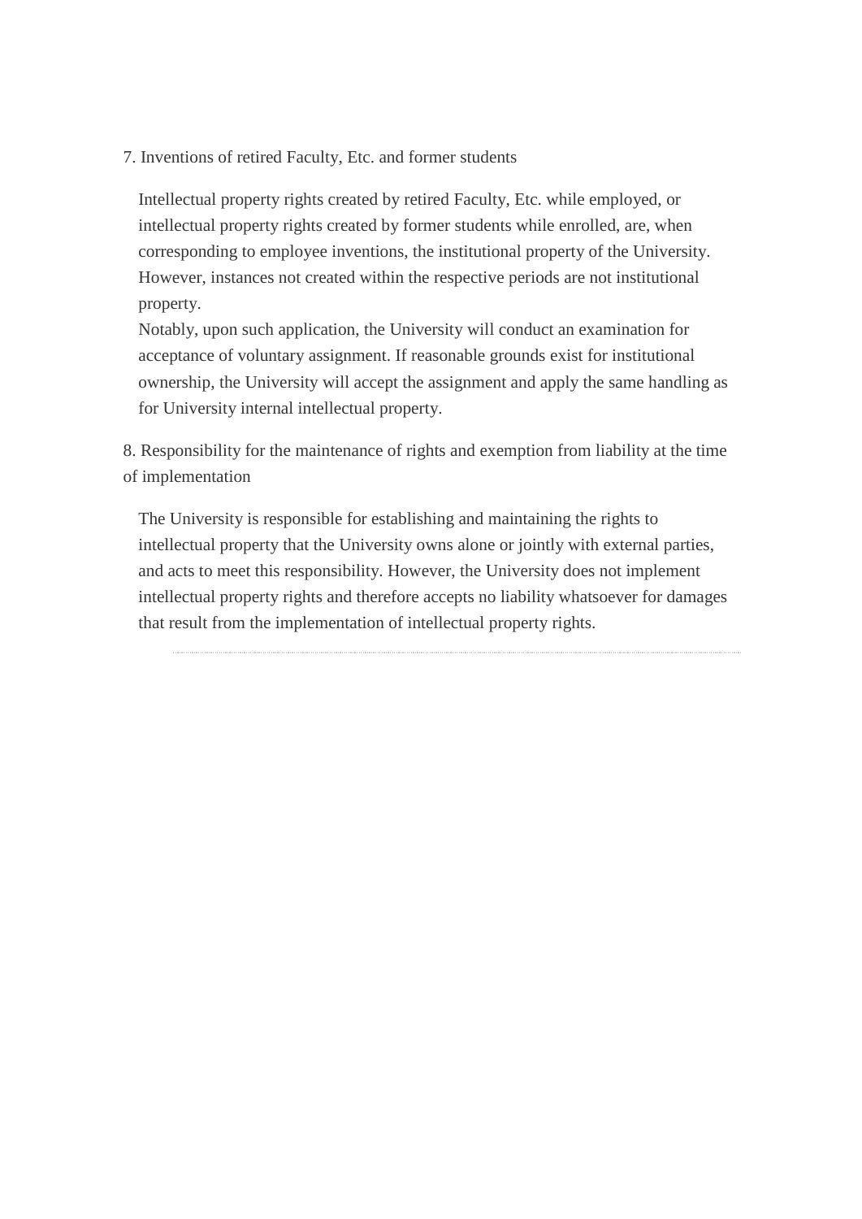7. Inventions of retired Faculty, Etc. and former students

Intellectual property rights created by retired Faculty, Etc. while employed, or intellectual property rights created by former students while enrolled, are, when corresponding to employee inventions, the institutional property of the University. However, instances not created within the respective periods are not institutional property.
Notably, upon such application, the University will conduct an examination for acceptance of voluntary assignment. If reasonable grounds exist for institutional ownership, the University will accept the assignment and apply the same handling as for University internal intellectual property.

8. Responsibility for the maintenance of rights and exemption from liability at the time of implementation

The University is responsible for establishing and maintaining the rights to intellectual property that the University owns alone or jointly with external parties, and acts to meet this responsibility. However, the University does not implement intellectual property rights and therefore accepts no liability whatsoever for damages that result from the implementation of intellectual property rights.